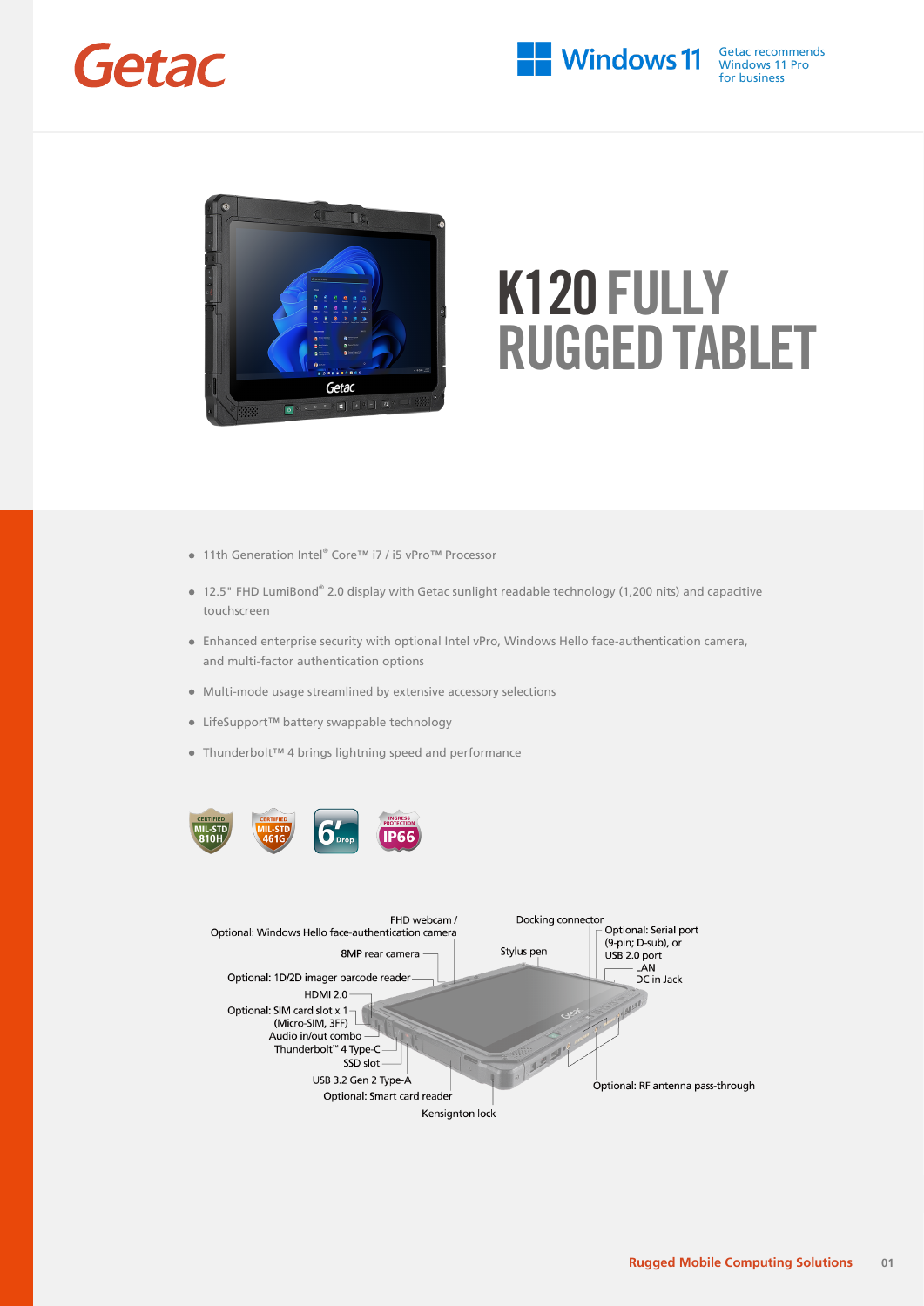Getac

Windows 11 — Getac recommends Windows 11 Pro for business

# K120 FULLY RUGGED TABLET

- 11th Generation Intel® Core™ i7 / i5 vPro™ Processor
- 12.5" FHD LumiBond® 2.0 display with Getac sunlight readable technology (1,200 nits) and capacitive touchscreen
- Enhanced enterprise security with optional Intel vPro, Windows Hello face-authentication camera, and multi-factor authentication options
- Multi-mode usage streamlined by extensive accessory selections
- LifeSupport™ battery swappable technology
- Thunderbolt™ 4 brings lightning speed and performance

CERTIFIED MIL-STD 810H | CERTIFIED MIL-STD 461G | 6' Drop | INGRESS PROTECTION IP66

FHD webcam / Optional: Windows Hello face-authentication camera
8MP rear camera
Optional: 1D/2D imager barcode reader
HDMI 2.0
Optional: SIM card slot x 1 (Micro-SIM, 3FF)
Audio in/out combo
Thunderbolt™ 4 Type-C
SSD slot
USB 3.2 Gen 2 Type-A
Optional: Smart card reader
Kensington lock
Docking connector
Stylus pen
Optional: Serial port (9-pin; D-sub), or USB 2.0 port
LAN
DC in Jack
Optional: RF antenna pass-through

Rugged Mobile Computing Solutions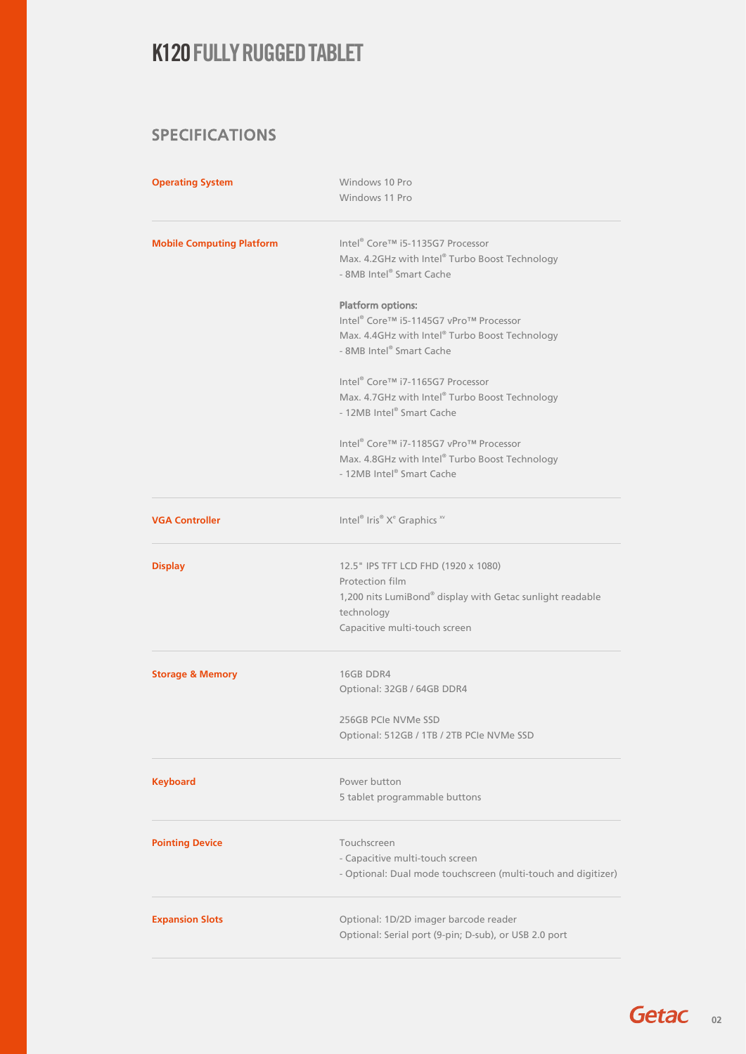# K120 FULLY RUGGED TABLET

## SPECIFICATIONS

| | |
|---|---|
| **Operating System** | Windows 10 Pro<br>Windows 11 Pro |
| **Mobile Computing Platform** | Intel® Core™ i5-1135G7 Processor<br>Max. 4.2GHz with Intel® Turbo Boost Technology<br>- 8MB Intel® Smart Cache<br><br>**Platform options:**<br>Intel® Core™ i5-1145G7 vPro™ Processor<br>Max. 4.4GHz with Intel® Turbo Boost Technology<br>- 8MB Intel® Smart Cache<br><br>Intel® Core™ i7-1165G7 Processor<br>Max. 4.7GHz with Intel® Turbo Boost Technology<br>- 12MB Intel® Smart Cache<br><br>Intel® Core™ i7-1185G7 vPro™ Processor<br>Max. 4.8GHz with Intel® Turbo Boost Technology<br>- 12MB Intel® Smart Cache |
| **VGA Controller** | Intel® Iris® X$^e$ Graphics [xv] |
| **Display** | 12.5" IPS TFT LCD FHD (1920 x 1080)<br>Protection film<br>1,200 nits LumiBond® display with Getac sunlight readable technology<br>Capacitive multi-touch screen |
| **Storage & Memory** | 16GB DDR4<br>Optional: 32GB / 64GB DDR4<br><br>256GB PCIe NVMe SSD<br>Optional: 512GB / 1TB / 2TB PCIe NVMe SSD |
| **Keyboard** | Power button<br>5 tablet programmable buttons |
| **Pointing Device** | Touchscreen<br>- Capacitive multi-touch screen<br>- Optional: Dual mode touchscreen (multi-touch and digitizer) |
| **Expansion Slots** | Optional: 1D/2D imager barcode reader<br>Optional: Serial port (9-pin; D-sub), or USB 2.0 port |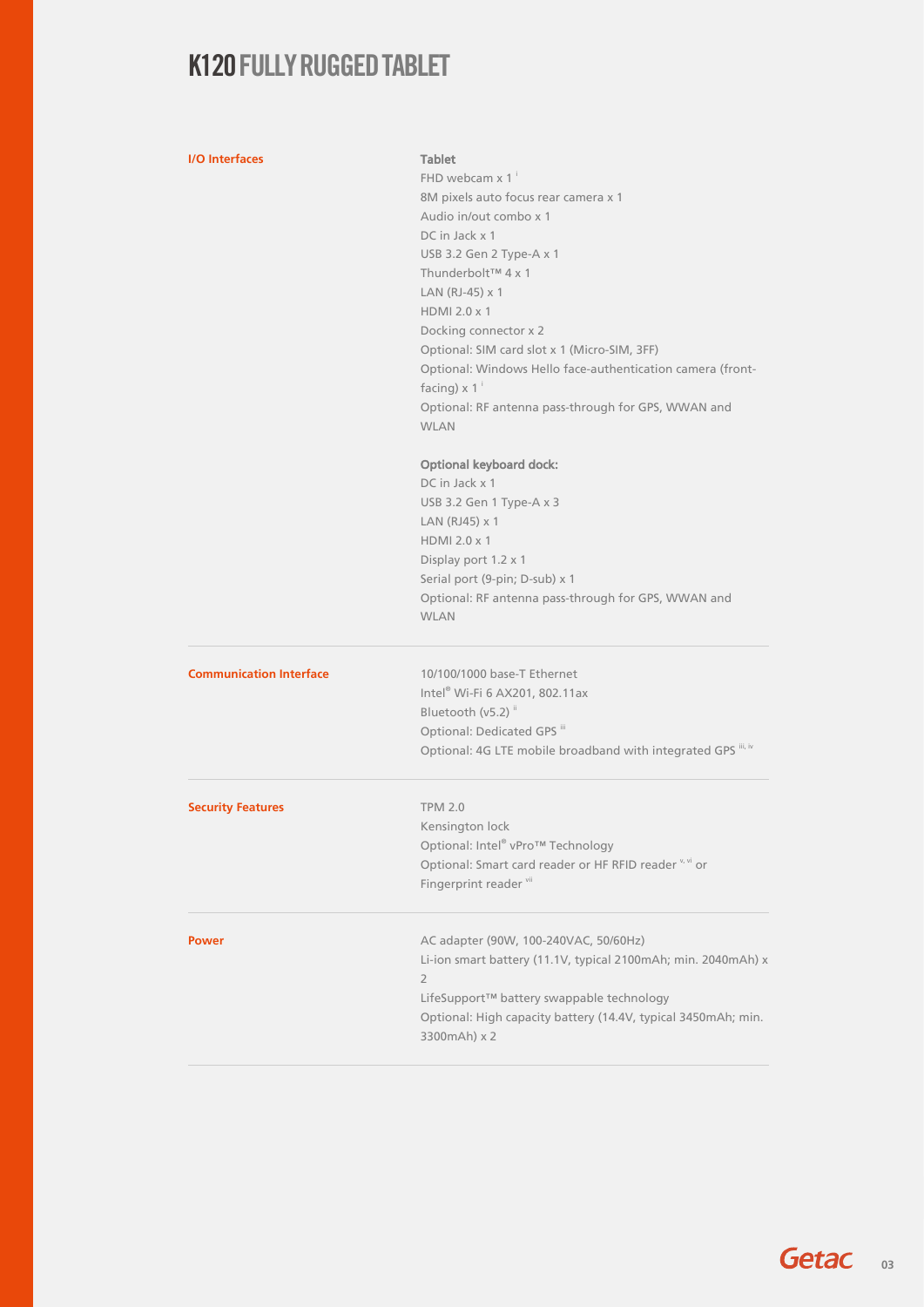# K120 FULLY RUGGED TABLET

| | |
|---|---|
| **I/O Interfaces** | **Tablet**<br>FHD webcam x 1 [i]<br>8M pixels auto focus rear camera x 1<br>Audio in/out combo x 1<br>DC in Jack x 1<br>USB 3.2 Gen 2 Type-A x 1<br>Thunderbolt™ 4 x 1<br>LAN (RJ-45) x 1<br>HDMI 2.0 x 1<br>Docking connector x 2<br>Optional: SIM card slot x 1 (Micro-SIM, 3FF)<br>Optional: Windows Hello face-authentication camera (front-facing) x 1 [i]<br>Optional: RF antenna pass-through for GPS, WWAN and WLAN<br><br>**Optional keyboard dock:**<br>DC in Jack x 1<br>USB 3.2 Gen 1 Type-A x 3<br>LAN (RJ45) x 1<br>HDMI 2.0 x 1<br>Display port 1.2 x 1<br>Serial port (9-pin; D-sub) x 1<br>Optional: RF antenna pass-through for GPS, WWAN and WLAN |
| **Communication Interface** | 10/100/1000 base-T Ethernet<br>Intel® Wi-Fi 6 AX201, 802.11ax<br>Bluetooth (v5.2) [ii]<br>Optional: Dedicated GPS [iii]<br>Optional: 4G LTE mobile broadband with integrated GPS [iii, iv] |
| **Security Features** | TPM 2.0<br>Kensington lock<br>Optional: Intel® vPro™ Technology<br>Optional: Smart card reader or HF RFID reader [v, vi] or Fingerprint reader [vii] |
| **Power** | AC adapter (90W, 100-240VAC, 50/60Hz)<br>Li-ion smart battery (11.1V, typical 2100mAh; min. 2040mAh) x 2<br>LifeSupport™ battery swappable technology<br>Optional: High capacity battery (14.4V, typical 3450mAh; min. 3300mAh) x 2 |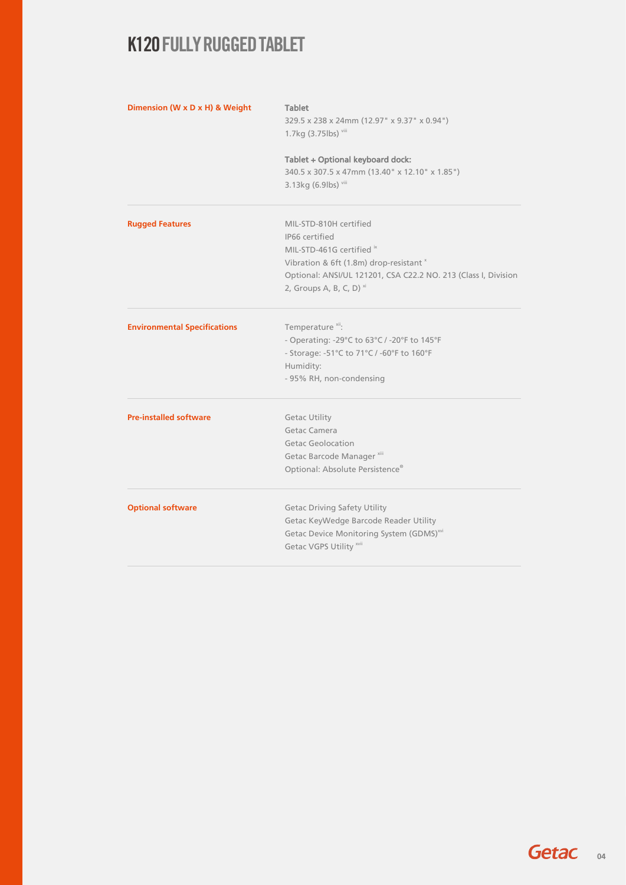# K120 FULLY RUGGED TABLET

| | |
|---|---|
| **Dimension (W x D x H) & Weight** | **Tablet**<br>329.5 x 238 x 24mm (12.97" x 9.37" x 0.94")<br>1.7kg (3.75lbs) [viii]<br><br>**Tablet + Optional keyboard dock:**<br>340.5 x 307.5 x 47mm (13.40" x 12.10" x 1.85")<br>3.13kg (6.9lbs) [viii] |
| **Rugged Features** | MIL-STD-810H certified<br>IP66 certified<br>MIL-STD-461G certified [ix]<br>Vibration & 6ft (1.8m) drop-resistant [x]<br>Optional: ANSI/UL 121201, CSA C22.2 NO. 213 (Class I, Division 2, Groups A, B, C, D) [xi] |
| **Environmental Specifications** | Temperature [xii]:<br>- Operating: -29°C to 63°C / -20°F to 145°F<br>- Storage: -51°C to 71°C / -60°F to 160°F<br>Humidity:<br>- 95% RH, non-condensing |
| **Pre-installed software** | Getac Utility<br>Getac Camera<br>Getac Geolocation<br>Getac Barcode Manager [xiii]<br>Optional: Absolute Persistence® |
| **Optional software** | Getac Driving Safety Utility<br>Getac KeyWedge Barcode Reader Utility<br>Getac Device Monitoring System (GDMS)[xvi]<br>Getac VGPS Utility [xvii] |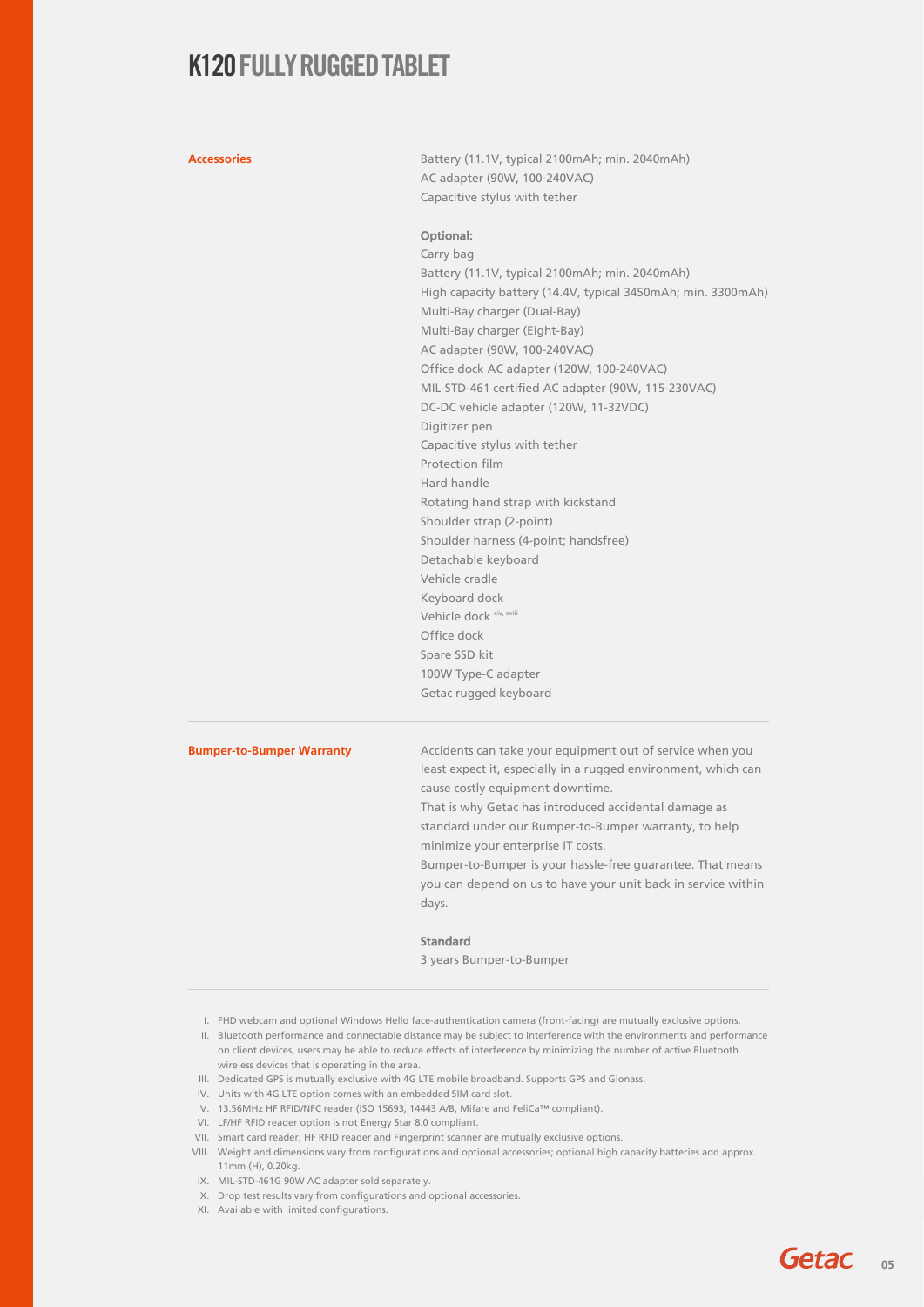# K120 FULLY RUGGED TABLET

| | |
|---|---|
| **Accessories** | Battery (11.1V, typical 2100mAh; min. 2040mAh)<br>AC adapter (90W, 100-240VAC)<br>Capacitive stylus with tether<br><br>**Optional:**<br>Carry bag<br>Battery (11.1V, typical 2100mAh; min. 2040mAh)<br>High capacity battery (14.4V, typical 3450mAh; min. 3300mAh)<br>Multi-Bay charger (Dual-Bay)<br>Multi-Bay charger (Eight-Bay)<br>AC adapter (90W, 100-240VAC)<br>Office dock AC adapter (120W, 100-240VAC)<br>MIL-STD-461 certified AC adapter (90W, 115-230VAC)<br>DC-DC vehicle adapter (120W, 11-32VDC)<br>Digitizer pen<br>Capacitive stylus with tether<br>Protection film<br>Hard handle<br>Rotating hand strap with kickstand<br>Shoulder strap (2-point)<br>Shoulder harness (4-point; handsfree)<br>Detachable keyboard<br>Vehicle cradle<br>Keyboard dock<br>Vehicle dock [xiv, xviii]<br>Office dock<br>Spare SSD kit<br>100W Type-C adapter<br>Getac rugged keyboard |
| **Bumper-to-Bumper Warranty** | Accidents can take your equipment out of service when you least expect it, especially in a rugged environment, which can cause costly equipment downtime.<br>That is why Getac has introduced accidental damage as standard under our Bumper-to-Bumper warranty, to help minimize your enterprise IT costs.<br>Bumper-to-Bumper is your hassle-free guarantee. That means you can depend on us to have your unit back in service within days.<br><br>**Standard**<br>3 years Bumper-to-Bumper |

I. FHD webcam and optional Windows Hello face-authentication camera (front-facing) are mutually exclusive options.
II. Bluetooth performance and connectable distance may be subject to interference with the environments and performance on client devices, users may be able to reduce effects of interference by minimizing the number of active Bluetooth wireless devices that is operating in the area.
III. Dedicated GPS is mutually exclusive with 4G LTE mobile broadband. Supports GPS and Glonass.
IV. Units with 4G LTE option comes with an embedded SIM card slot. .
V. 13.56MHz HF RFID/NFC reader (ISO 15693, 14443 A/B, Mifare and FeliCa™ compliant).
VI. LF/HF RFID reader option is not Energy Star 8.0 compliant.
VII. Smart card reader, HF RFID reader and Fingerprint scanner are mutually exclusive options.
VIII. Weight and dimensions vary from configurations and optional accessories; optional high capacity batteries add approx. 11mm (H), 0.20kg.
IX. MIL-STD-461G 90W AC adapter sold separately.
X. Drop test results vary from configurations and optional accessories.
XI. Available with limited configurations.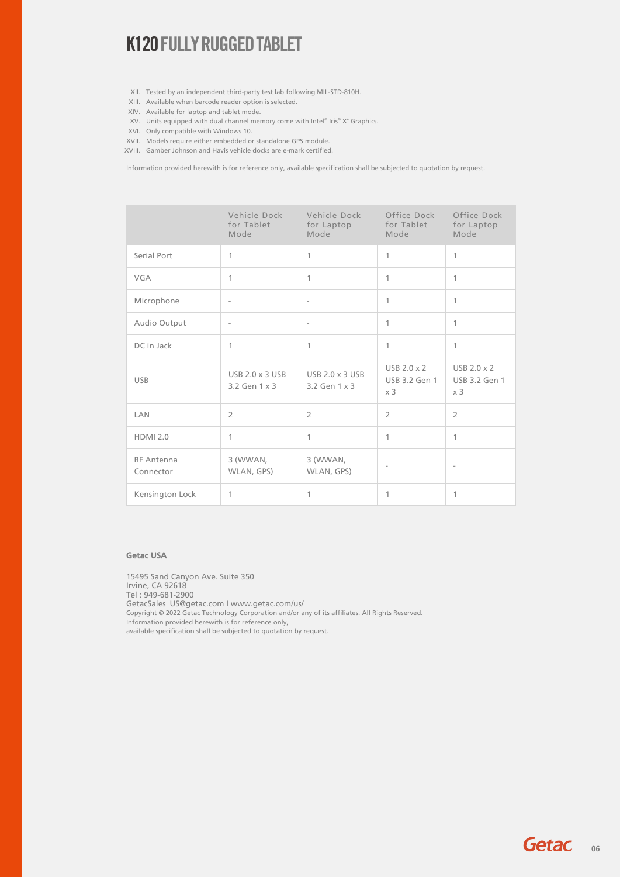# K120 FULLY RUGGED TABLET

XII. Tested by an independent third-party test lab following MIL-STD-810H.
XIII. Available when barcode reader option is selected.
XIV. Available for laptop and tablet mode.
XV. Units equipped with dual channel memory come with Intel® Iris® X® Graphics.
XVI. Only compatible with Windows 10.
XVII. Models require either embedded or standalone GPS module.
XVIII. Gamber Johnson and Havis vehicle docks are e-mark certified.

Information provided herewith is for reference only, available specification shall be subjected to quotation by request.

| | Vehicle Dock for Tablet Mode | Vehicle Dock for Laptop Mode | Office Dock for Tablet Mode | Office Dock for Laptop Mode |
|---|---|---|---|---|
| Serial Port | 1 | 1 | 1 | 1 |
| VGA | 1 | 1 | 1 | 1 |
| Microphone | - | - | 1 | 1 |
| Audio Output | - | - | 1 | 1 |
| DC in Jack | 1 | 1 | 1 | 1 |
| USB | USB 2.0 x 3 USB 3.2 Gen 1 x 3 | USB 2.0 x 3 USB 3.2 Gen 1 x 3 | USB 2.0 x 2 USB 3.2 Gen 1 x 3 | USB 2.0 x 2 USB 3.2 Gen 1 x 3 |
| LAN | 2 | 2 | 2 | 2 |
| HDMI 2.0 | 1 | 1 | 1 | 1 |
| RF Antenna Connector | 3 (WWAN, WLAN, GPS) | 3 (WWAN, WLAN, GPS) | - | - |
| Kensington Lock | 1 | 1 | 1 | 1 |

**Getac USA**

15495 Sand Canyon Ave. Suite 350
Irvine, CA 92618
Tel : 949-681-2900
GetacSales_US@getac.com I www.getac.com/us/
Copyright © 2022 Getac Technology Corporation and/or any of its affiliates. All Rights Reserved.
Information provided herewith is for reference only,
available specification shall be subjected to quotation by request.

Getac